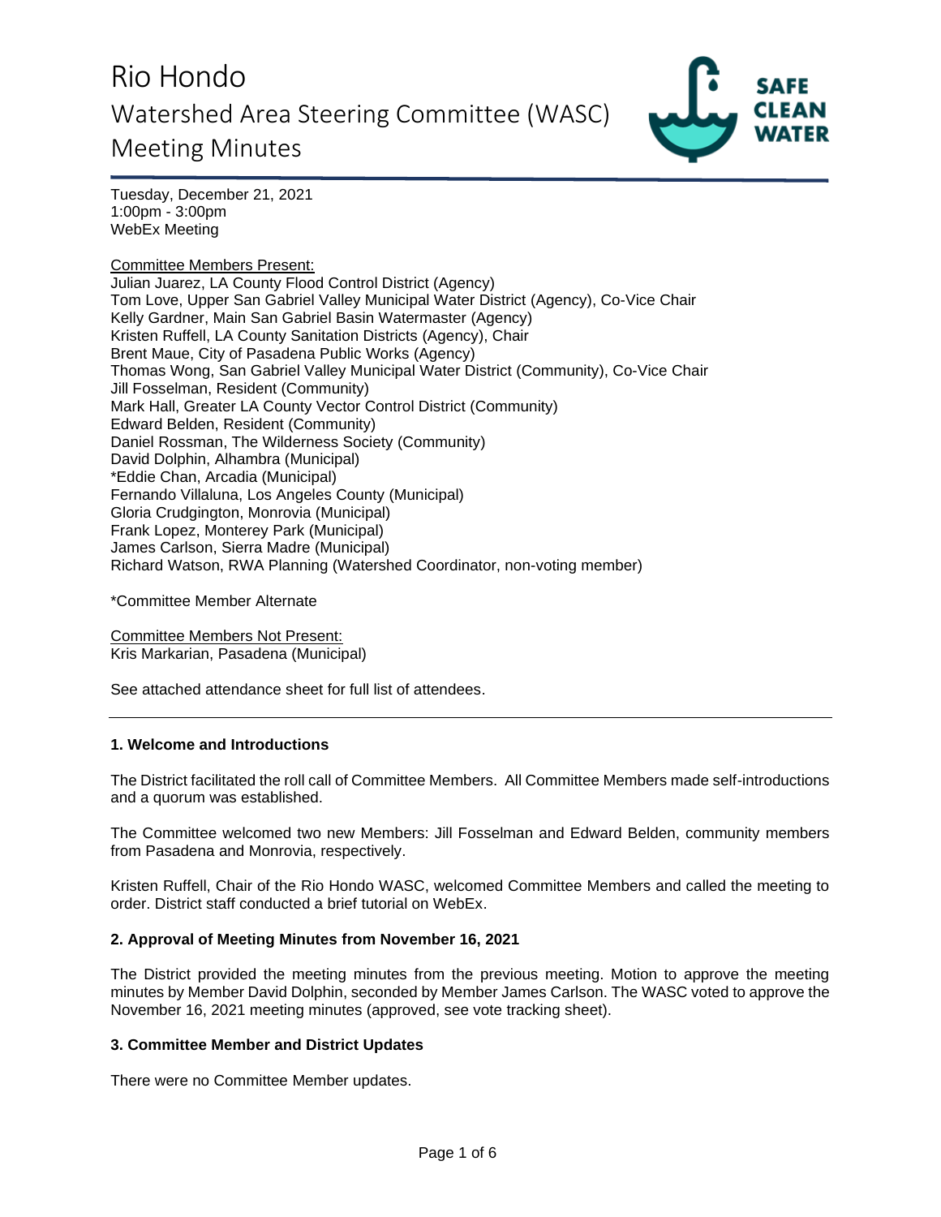# Rio Hondo Watershed Area Steering Committee (WASC) Meeting Minutes

Tuesday, December 21, 2021
1:00pm - 3:00pm
WebEx Meeting

Committee Members Present:
Julian Juarez, LA County Flood Control District (Agency)
Tom Love, Upper San Gabriel Valley Municipal Water District (Agency), Co-Vice Chair
Kelly Gardner, Main San Gabriel Basin Watermaster (Agency)
Kristen Ruffell, LA County Sanitation Districts (Agency), Chair
Brent Maue, City of Pasadena Public Works (Agency)
Thomas Wong, San Gabriel Valley Municipal Water District (Community), Co-Vice Chair
Jill Fosselman, Resident (Community)
Mark Hall, Greater LA County Vector Control District (Community)
Edward Belden, Resident (Community)
Daniel Rossman, The Wilderness Society (Community)
David Dolphin, Alhambra (Municipal)
*Eddie Chan, Arcadia (Municipal)
Fernando Villaluna, Los Angeles County (Municipal)
Gloria Crudgington, Monrovia (Municipal)
Frank Lopez, Monterey Park (Municipal)
James Carlson, Sierra Madre (Municipal)
Richard Watson, RWA Planning (Watershed Coordinator, non-voting member)

*Committee Member Alternate

Committee Members Not Present:
Kris Markarian, Pasadena (Municipal)

See attached attendance sheet for full list of attendees.

---

### 1. Welcome and Introductions

The District facilitated the roll call of Committee Members. All Committee Members made self-introductions and a quorum was established.

The Committee welcomed two new Members: Jill Fosselman and Edward Belden, community members from Pasadena and Monrovia, respectively.

Kristen Ruffell, Chair of the Rio Hondo WASC, welcomed Committee Members and called the meeting to order. District staff conducted a brief tutorial on WebEx.

### 2. Approval of Meeting Minutes from November 16, 2021

The District provided the meeting minutes from the previous meeting. Motion to approve the meeting minutes by Member David Dolphin, seconded by Member James Carlson. The WASC voted to approve the November 16, 2021 meeting minutes (approved, see vote tracking sheet).

### 3. Committee Member and District Updates

There were no Committee Member updates.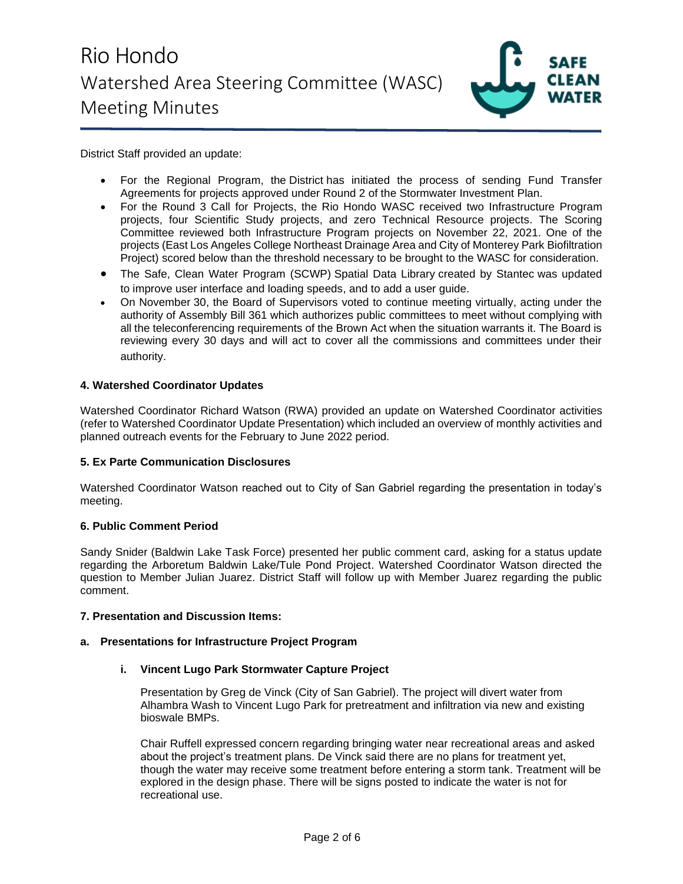District Staff provided an update:

- For the Regional Program, the District has initiated the process of sending Fund Transfer Agreements for projects approved under Round 2 of the Stormwater Investment Plan.
- For the Round 3 Call for Projects, the Rio Hondo WASC received two Infrastructure Program projects, four Scientific Study projects, and zero Technical Resource projects. The Scoring Committee reviewed both Infrastructure Program projects on November 22, 2021. One of the projects (East Los Angeles College Northeast Drainage Area and City of Monterey Park Biofiltration Project) scored below than the threshold necessary to be brought to the WASC for consideration.
- The Safe, Clean Water Program (SCWP) Spatial Data Library created by Stantec was updated to improve user interface and loading speeds, and to add a user guide.
- On November 30, the Board of Supervisors voted to continue meeting virtually, acting under the authority of Assembly Bill 361 which authorizes public committees to meet without complying with all the teleconferencing requirements of the Brown Act when the situation warrants it. The Board is reviewing every 30 days and will act to cover all the commissions and committees under their authority.

**4. Watershed Coordinator Updates**

Watershed Coordinator Richard Watson (RWA) provided an update on Watershed Coordinator activities (refer to Watershed Coordinator Update Presentation) which included an overview of monthly activities and planned outreach events for the February to June 2022 period.

**5. Ex Parte Communication Disclosures**

Watershed Coordinator Watson reached out to City of San Gabriel regarding the presentation in today's meeting.

**6. Public Comment Period**

Sandy Snider (Baldwin Lake Task Force) presented her public comment card, asking for a status update regarding the Arboretum Baldwin Lake/Tule Pond Project. Watershed Coordinator Watson directed the question to Member Julian Juarez. District Staff will follow up with Member Juarez regarding the public comment.

**7. Presentation and Discussion Items:**

**a. Presentations for Infrastructure Project Program**

**i. Vincent Lugo Park Stormwater Capture Project**

Presentation by Greg de Vinck (City of San Gabriel). The project will divert water from Alhambra Wash to Vincent Lugo Park for pretreatment and infiltration via new and existing bioswale BMPs.

Chair Ruffell expressed concern regarding bringing water near recreational areas and asked about the project's treatment plans. De Vinck said there are no plans for treatment yet, though the water may receive some treatment before entering a storm tank. Treatment will be explored in the design phase. There will be signs posted to indicate the water is not for recreational use.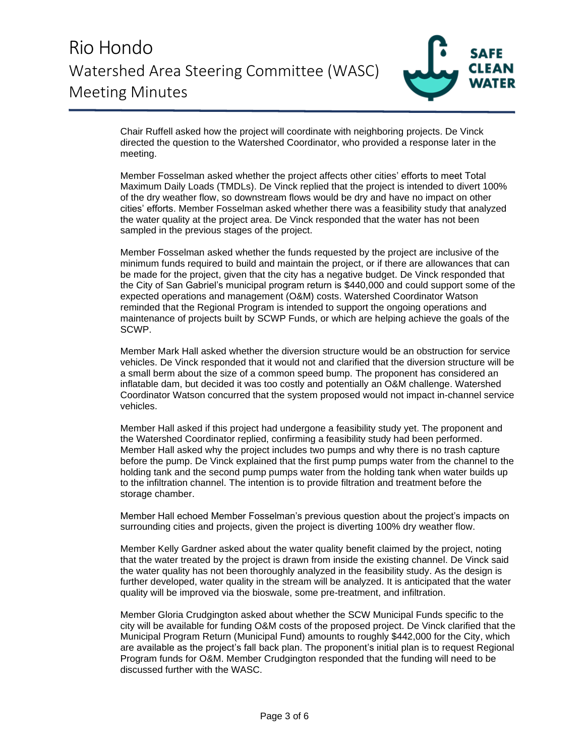Chair Ruffell asked how the project will coordinate with neighboring projects. De Vinck directed the question to the Watershed Coordinator, who provided a response later in the meeting.

Member Fosselman asked whether the project affects other cities' efforts to meet Total Maximum Daily Loads (TMDLs). De Vinck replied that the project is intended to divert 100% of the dry weather flow, so downstream flows would be dry and have no impact on other cities' efforts. Member Fosselman asked whether there was a feasibility study that analyzed the water quality at the project area. De Vinck responded that the water has not been sampled in the previous stages of the project.

Member Fosselman asked whether the funds requested by the project are inclusive of the minimum funds required to build and maintain the project, or if there are allowances that can be made for the project, given that the city has a negative budget. De Vinck responded that the City of San Gabriel's municipal program return is $440,000 and could support some of the expected operations and management (O&M) costs. Watershed Coordinator Watson reminded that the Regional Program is intended to support the ongoing operations and maintenance of projects built by SCWP Funds, or which are helping achieve the goals of the SCWP.

Member Mark Hall asked whether the diversion structure would be an obstruction for service vehicles. De Vinck responded that it would not and clarified that the diversion structure will be a small berm about the size of a common speed bump. The proponent has considered an inflatable dam, but decided it was too costly and potentially an O&M challenge. Watershed Coordinator Watson concurred that the system proposed would not impact in-channel service vehicles.

Member Hall asked if this project had undergone a feasibility study yet. The proponent and the Watershed Coordinator replied, confirming a feasibility study had been performed. Member Hall asked why the project includes two pumps and why there is no trash capture before the pump. De Vinck explained that the first pump pumps water from the channel to the holding tank and the second pump pumps water from the holding tank when water builds up to the infiltration channel. The intention is to provide filtration and treatment before the storage chamber.

Member Hall echoed Member Fosselman's previous question about the project's impacts on surrounding cities and projects, given the project is diverting 100% dry weather flow.

Member Kelly Gardner asked about the water quality benefit claimed by the project, noting that the water treated by the project is drawn from inside the existing channel. De Vinck said the water quality has not been thoroughly analyzed in the feasibility study. As the design is further developed, water quality in the stream will be analyzed. It is anticipated that the water quality will be improved via the bioswale, some pre-treatment, and infiltration.

Member Gloria Crudgington asked about whether the SCW Municipal Funds specific to the city will be available for funding O&M costs of the proposed project. De Vinck clarified that the Municipal Program Return (Municipal Fund) amounts to roughly $442,000 for the City, which are available as the project's fall back plan. The proponent's initial plan is to request Regional Program funds for O&M. Member Crudgington responded that the funding will need to be discussed further with the WASC.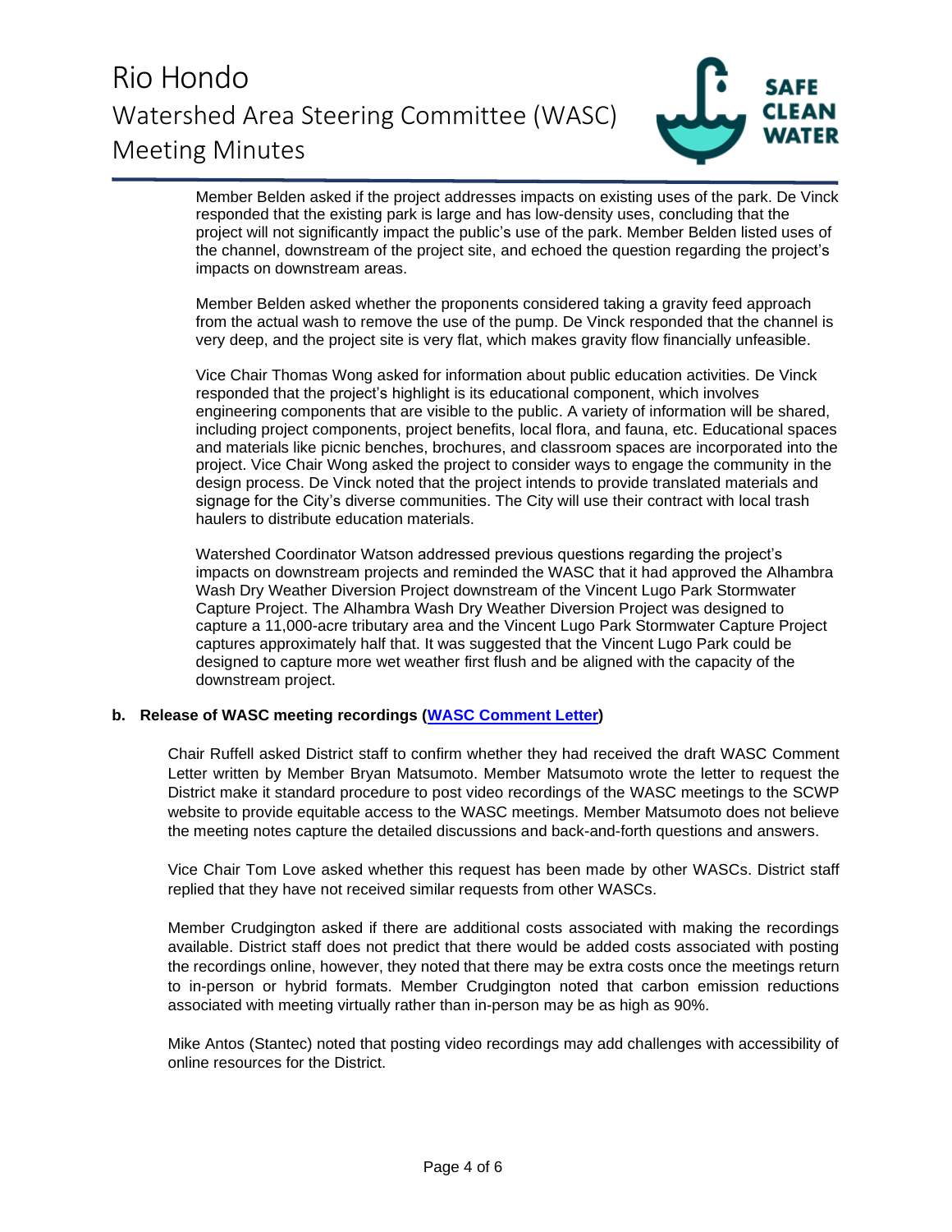Member Belden asked if the project addresses impacts on existing uses of the park. De Vinck responded that the existing park is large and has low-density uses, concluding that the project will not significantly impact the public's use of the park. Member Belden listed uses of the channel, downstream of the project site, and echoed the question regarding the project's impacts on downstream areas.

Member Belden asked whether the proponents considered taking a gravity feed approach from the actual wash to remove the use of the pump. De Vinck responded that the channel is very deep, and the project site is very flat, which makes gravity flow financially unfeasible.

Vice Chair Thomas Wong asked for information about public education activities. De Vinck responded that the project's highlight is its educational component, which involves engineering components that are visible to the public. A variety of information will be shared, including project components, project benefits, local flora, and fauna, etc. Educational spaces and materials like picnic benches, brochures, and classroom spaces are incorporated into the project. Vice Chair Wong asked the project to consider ways to engage the community in the design process. De Vinck noted that the project intends to provide translated materials and signage for the City's diverse communities. The City will use their contract with local trash haulers to distribute education materials.

Watershed Coordinator Watson addressed previous questions regarding the project's impacts on downstream projects and reminded the WASC that it had approved the Alhambra Wash Dry Weather Diversion Project downstream of the Vincent Lugo Park Stormwater Capture Project. The Alhambra Wash Dry Weather Diversion Project was designed to capture a 11,000-acre tributary area and the Vincent Lugo Park Stormwater Capture Project captures approximately half that. It was suggested that the Vincent Lugo Park could be designed to capture more wet weather first flush and be aligned with the capacity of the downstream project.

**b. Release of WASC meeting recordings (WASC Comment Letter)**

Chair Ruffell asked District staff to confirm whether they had received the draft WASC Comment Letter written by Member Bryan Matsumoto. Member Matsumoto wrote the letter to request the District make it standard procedure to post video recordings of the WASC meetings to the SCWP website to provide equitable access to the WASC meetings. Member Matsumoto does not believe the meeting notes capture the detailed discussions and back-and-forth questions and answers.

Vice Chair Tom Love asked whether this request has been made by other WASCs. District staff replied that they have not received similar requests from other WASCs.

Member Crudgington asked if there are additional costs associated with making the recordings available. District staff does not predict that there would be added costs associated with posting the recordings online, however, they noted that there may be extra costs once the meetings return to in-person or hybrid formats. Member Crudgington noted that carbon emission reductions associated with meeting virtually rather than in-person may be as high as 90%.

Mike Antos (Stantec) noted that posting video recordings may add challenges with accessibility of online resources for the District.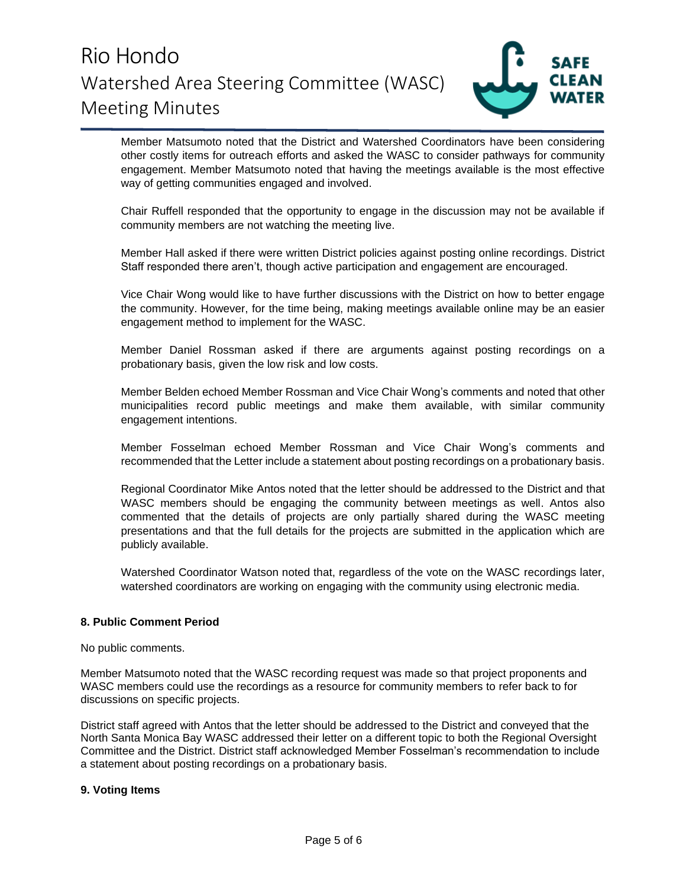Member Matsumoto noted that the District and Watershed Coordinators have been considering other costly items for outreach efforts and asked the WASC to consider pathways for community engagement. Member Matsumoto noted that having the meetings available is the most effective way of getting communities engaged and involved.

Chair Ruffell responded that the opportunity to engage in the discussion may not be available if community members are not watching the meeting live.

Member Hall asked if there were written District policies against posting online recordings. District Staff responded there aren't, though active participation and engagement are encouraged.

Vice Chair Wong would like to have further discussions with the District on how to better engage the community. However, for the time being, making meetings available online may be an easier engagement method to implement for the WASC.

Member Daniel Rossman asked if there are arguments against posting recordings on a probationary basis, given the low risk and low costs.

Member Belden echoed Member Rossman and Vice Chair Wong's comments and noted that other municipalities record public meetings and make them available, with similar community engagement intentions.

Member Fosselman echoed Member Rossman and Vice Chair Wong's comments and recommended that the Letter include a statement about posting recordings on a probationary basis.

Regional Coordinator Mike Antos noted that the letter should be addressed to the District and that WASC members should be engaging the community between meetings as well. Antos also commented that the details of projects are only partially shared during the WASC meeting presentations and that the full details for the projects are submitted in the application which are publicly available.

Watershed Coordinator Watson noted that, regardless of the vote on the WASC recordings later, watershed coordinators are working on engaging with the community using electronic media.

**8. Public Comment Period**

No public comments.

Member Matsumoto noted that the WASC recording request was made so that project proponents and WASC members could use the recordings as a resource for community members to refer back to for discussions on specific projects.

District staff agreed with Antos that the letter should be addressed to the District and conveyed that the North Santa Monica Bay WASC addressed their letter on a different topic to both the Regional Oversight Committee and the District. District staff acknowledged Member Fosselman's recommendation to include a statement about posting recordings on a probationary basis.

**9. Voting Items**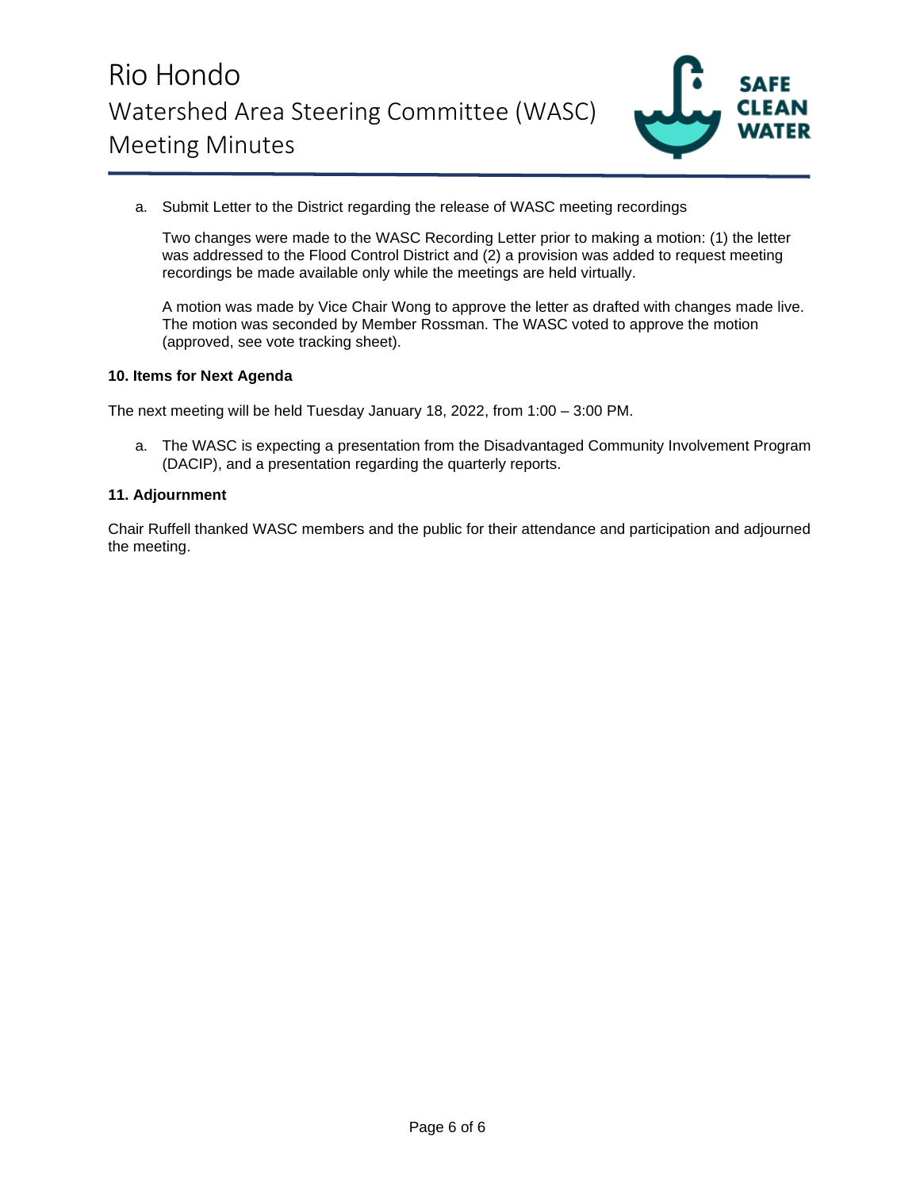a. Submit Letter to the District regarding the release of WASC meeting recordings

   Two changes were made to the WASC Recording Letter prior to making a motion: (1) the letter was addressed to the Flood Control District and (2) a provision was added to request meeting recordings be made available only while the meetings are held virtually.

   A motion was made by Vice Chair Wong to approve the letter as drafted with changes made live. The motion was seconded by Member Rossman. The WASC voted to approve the motion (approved, see vote tracking sheet).

**10. Items for Next Agenda**

The next meeting will be held Tuesday January 18, 2022, from 1:00 – 3:00 PM.

a. The WASC is expecting a presentation from the Disadvantaged Community Involvement Program (DACIP), and a presentation regarding the quarterly reports.

**11. Adjournment**

Chair Ruffell thanked WASC members and the public for their attendance and participation and adjourned the meeting.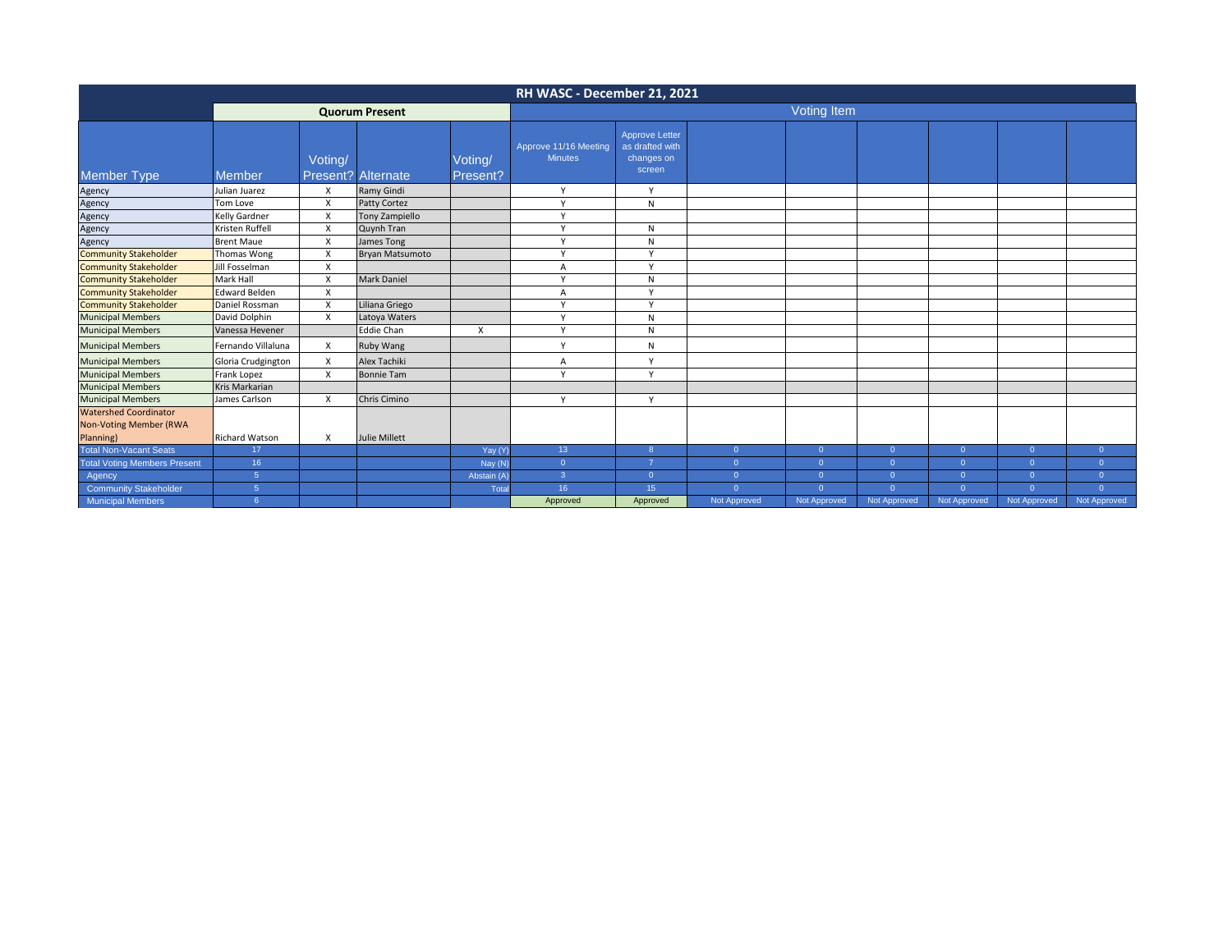| RH WASC - December 21, 2021 | | | | | | | | | | | | | |
|---|---|---|---|---|---|---|---|---|---|---|---|---|---|
| | Quorum Present | | | | Voting Item | | | | | | | | |
| Member Type | Member | Voting/ Present? | Alternate | Voting/ Present? | Approve 11/16 Meeting Minutes | Approve Letter as drafted with changes on screen | | | | | | | |
| Agency | Julian Juarez | X | Ramy Gindi | | Y | Y | | | | | | | |
| Agency | Tom Love | X | Patty Cortez | | Y | N | | | | | | | |
| Agency | Kelly Gardner | X | Tony Zampiello | | Y | | | | | | | | |
| Agency | Kristen Ruffell | X | Quynh Tran | | Y | N | | | | | | | |
| Agency | Brent Maue | X | James Tong | | Y | N | | | | | | | |
| Community Stakeholder | Thomas Wong | X | Bryan Matsumoto | | Y | Y | | | | | | | |
| Community Stakeholder | Jill Fosselman | X | | | A | Y | | | | | | | |
| Community Stakeholder | Mark Hall | X | Mark Daniel | | Y | N | | | | | | | |
| Community Stakeholder | Edward Belden | X | | | A | Y | | | | | | | |
| Community Stakeholder | Daniel Rossman | X | Liliana Griego | | Y | Y | | | | | | | |
| Municipal Members | David Dolphin | X | Latoya Waters | | Y | N | | | | | | | |
| Municipal Members | Vanessa Hevener | | Eddie Chan | X | Y | N | | | | | | | |
| Municipal Members | Fernando Villaluna | X | Ruby Wang | | Y | N | | | | | | | |
| Municipal Members | Gloria Crudgington | X | Alex Tachiki | | A | Y | | | | | | | |
| Municipal Members | Frank Lopez | X | Bonnie Tam | | Y | Y | | | | | | | |
| Municipal Members | Kris Markarian | | | | | | | | | | | | |
| Municipal Members | James Carlson | X | Chris Cimino | | Y | Y | | | | | | | |
| Watershed Coordinator Non-Voting Member (RWA Planning) | Richard Watson | X | Julie Millett | | | | | | | | | | |
| Total Non-Vacant Seats | 17 | | | Yay (Y) | 13 | 8 | 0 | 0 | 0 | 0 | 0 | 0 | |
| Total Voting Members Present | 16 | | | Nay (N) | 0 | 7 | 0 | 0 | 0 | 0 | 0 | 0 | |
| Agency | 5 | | | Abstain (A) | 3 | 0 | 0 | 0 | 0 | 0 | 0 | 0 | |
| Community Stakeholder | 5 | | | Total | 16 | 15 | 0 | 0 | 0 | 0 | 0 | 0 | |
| Municipal Members | 6 | | | | Approved | Approved | Not Approved | Not Approved | Not Approved | Not Approved | Not Approved | Not Approved | |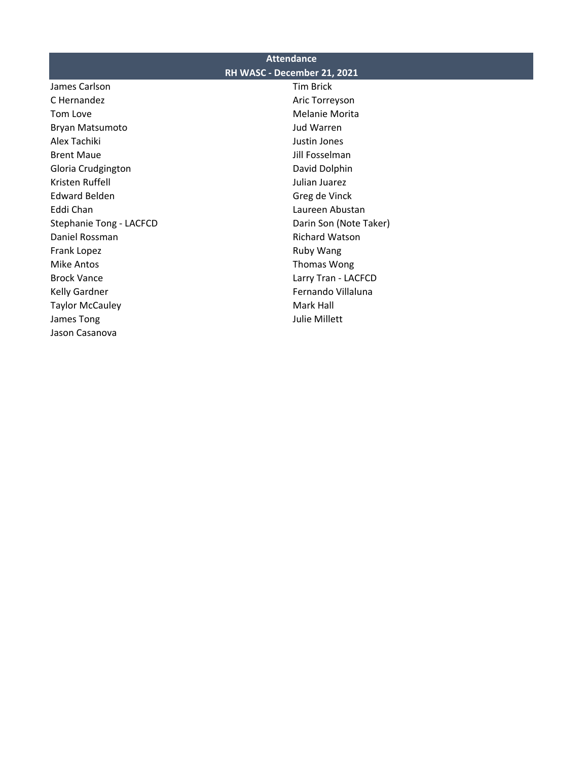| Attendance | |
|---|---|
| RH WASC - December 21, 2021 | |
| James Carlson | Tim Brick |
| C Hernandez | Aric Torreyson |
| Tom Love | Melanie Morita |
| Bryan Matsumoto | Jud Warren |
| Alex Tachiki | Justin Jones |
| Brent Maue | Jill Fosselman |
| Gloria Crudgington | David Dolphin |
| Kristen Ruffell | Julian Juarez |
| Edward Belden | Greg de Vinck |
| Eddi Chan | Laureen Abustan |
| Stephanie Tong - LACFCD | Darin Son (Note Taker) |
| Daniel Rossman | Richard Watson |
| Frank Lopez | Ruby Wang |
| Mike Antos | Thomas Wong |
| Brock Vance | Larry Tran - LACFCD |
| Kelly Gardner | Fernando Villaluna |
| Taylor McCauley | Mark Hall |
| James Tong | Julie Millett |
| Jason Casanova | |